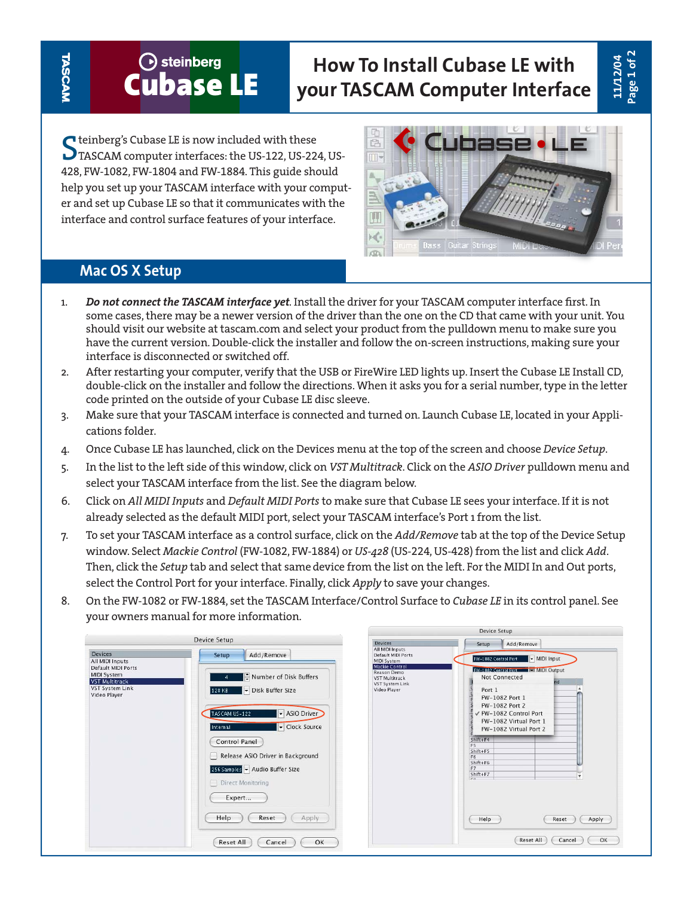# How To Install Cubase LE with your TASCAM Computer Interface

Steinberg's Cubase LE is now included with these TASCAM computer interfaces: the US-122, US-224, US-428, FW-1082, FW-1804 and FW-1884. This guide should help you set up your TASCAM interface with your computer and set up Cubase LE so that it communicates with the interface and control surface features of your interface.

## Mac OS X Setup

1. ***Do not connect the TASCAM interface yet***. Install the driver for your TASCAM computer interface first. In some cases, there may be a newer version of the driver than the one on the CD that came with your unit. You should visit our website at tascam.com and select your product from the pulldown menu to make sure you have the current version. Double-click the installer and follow the on-screen instructions, making sure your interface is disconnected or switched off.
2. After restarting your computer, verify that the USB or FireWire LED lights up. Insert the Cubase LE Install CD, double-click on the installer and follow the directions. When it asks you for a serial number, type in the letter code printed on the outside of your Cubase LE disc sleeve.
3. Make sure that your TASCAM interface is connected and turned on. Launch Cubase LE, located in your Applications folder.
4. Once Cubase LE has launched, click on the Devices menu at the top of the screen and choose *Device Setup*.
5. In the list to the left side of this window, click on *VST Multitrack*. Click on the *ASIO Driver* pulldown menu and select your TASCAM interface from the list. See the diagram below.
6. Click on *All MIDI Inputs* and *Default MIDI Ports* to make sure that Cubase LE sees your interface. If it is not already selected as the default MIDI port, select your TASCAM interface's Port 1 from the list.
7. To set your TASCAM interface as a control surface, click on the *Add/Remove* tab at the top of the Device Setup window. Select *Mackie Control* (FW-1082, FW-1884) or *US-428* (US-224, US-428) from the list and click *Add*. Then, click the *Setup* tab and select that same device from the list on the left. For the MIDI In and Out ports, select the Control Port for your interface. Finally, click *Apply* to save your changes.
8. On the FW-1082 or FW-1884, set the TASCAM Interface/Control Surface to *Cubase LE* in its control panel. See your owners manual for more information.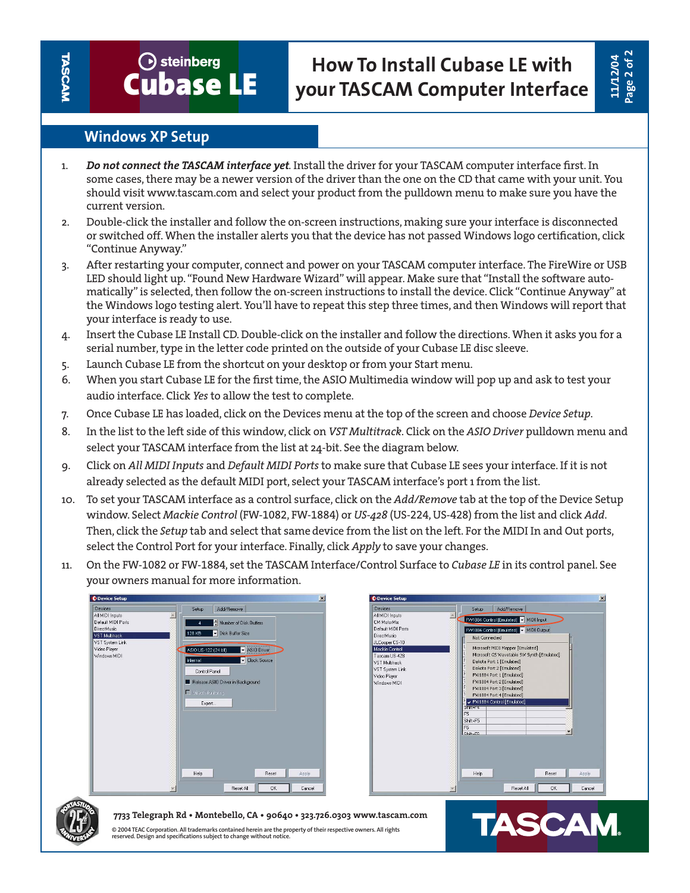# How To Install Cubase LE with your TASCAM Computer Interface

## Windows XP Setup

1. ***Do not connect the TASCAM interface yet***. Install the driver for your TASCAM computer interface first. In some cases, there may be a newer version of the driver than the one on the CD that came with your unit. You should visit www.tascam.com and select your product from the pulldown menu to make sure you have the current version.
2. Double-click the installer and follow the on-screen instructions, making sure your interface is disconnected or switched off. When the installer alerts you that the device has not passed Windows logo certification, click "Continue Anyway."
3. After restarting your computer, connect and power on your TASCAM computer interface. The FireWire or USB LED should light up. "Found New Hardware Wizard" will appear. Make sure that "Install the software automatically" is selected, then follow the on-screen instructions to install the device. Click "Continue Anyway" at the Windows logo testing alert. You'll have to repeat this step three times, and then Windows will report that your interface is ready to use.
4. Insert the Cubase LE Install CD. Double-click on the installer and follow the directions. When it asks you for a serial number, type in the letter code printed on the outside of your Cubase LE disc sleeve.
5. Launch Cubase LE from the shortcut on your desktop or from your Start menu.
6. When you start Cubase LE for the first time, the ASIO Multimedia window will pop up and ask to test your audio interface. Click *Yes* to allow the test to complete.
7. Once Cubase LE has loaded, click on the Devices menu at the top of the screen and choose *Device Setup*.
8. In the list to the left side of this window, click on *VST Multitrack*. Click on the *ASIO Driver* pulldown menu and select your TASCAM interface from the list at 24-bit. See the diagram below.
9. Click on *All MIDI Inputs* and *Default MIDI Ports* to make sure that Cubase LE sees your interface. If it is not already selected as the default MIDI port, select your TASCAM interface's port 1 from the list.
10. To set your TASCAM interface as a control surface, click on the *Add/Remove* tab at the top of the Device Setup window. Select *Mackie Control* (FW-1082, FW-1884) or *US-428* (US-224, US-428) from the list and click *Add*. Then, click the *Setup* tab and select that same device from the list on the left. For the MIDI In and Out ports, select the Control Port for your interface. Finally, click *Apply* to save your changes.
11. On the FW-1082 or FW-1884, set the TASCAM Interface/Control Surface to *Cubase LE* in its control panel. See your owners manual for more information.

**7733 Telegraph Rd • Montebello, CA • 90640 • 323.726.0303 www.tascam.com**

© 2004 TEAC Corporation. All trademarks contained herein are the property of their respective owners. All rights reserved. Design and specifications subject to change without notice.